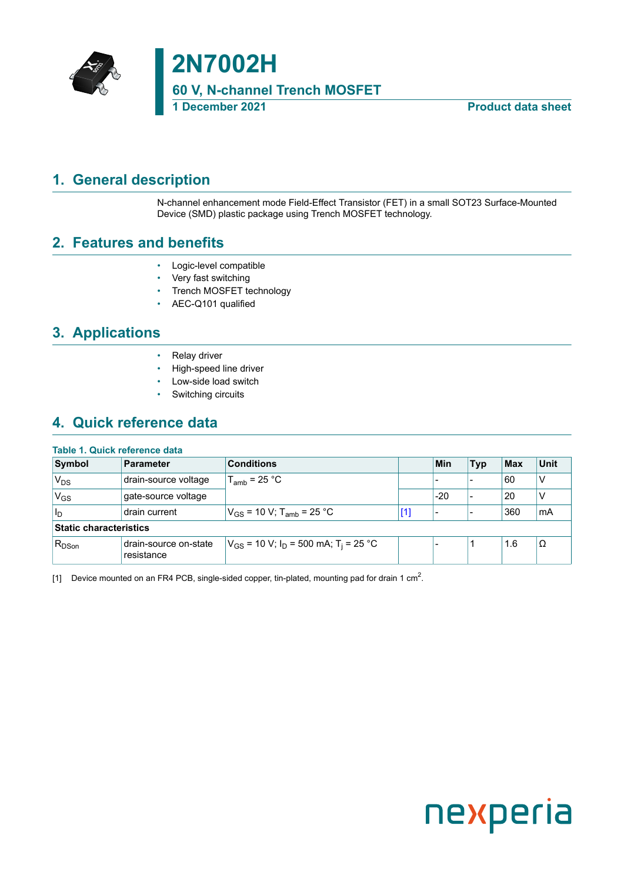# 2N7002H

## 60 V, N-channel Trench MOSFET

**1 December 2021** **Product data sheet**

## 1. General description

N-channel enhancement mode Field-Effect Transistor (FET) in a small SOT23 Surface-Mounted Device (SMD) plastic package using Trench MOSFET technology.

## 2. Features and benefits

- Logic-level compatible
- Very fast switching
- Trench MOSFET technology
- AEC-Q101 qualified

## 3. Applications

- Relay driver
- High-speed line driver
- Low-side load switch
- Switching circuits

## 4. Quick reference data

**Table 1. Quick reference data**

| Symbol | Parameter | Conditions | | Min | Typ | Max | Unit |
|---|---|---|---|---|---|---|---|
| $V_{DS}$ | drain-source voltage | $T_{amb}$ = 25 °C | | - | - | 60 | V |
| $V_{GS}$ | gate-source voltage | | | -20 | - | 20 | V |
| $I_D$ | drain current | $V_{GS}$ = 10 V; $T_{amb}$ = 25 °C | [1] | - | - | 360 | mA |
| **Static characteristics** | | | | | | | |
| $R_{DSon}$ | drain-source on-state resistance | $V_{GS}$ = 10 V; $I_D$ = 500 mA; $T_j$ = 25 °C | | - | 1 | 1.6 | Ω |

[1] Device mounted on an FR4 PCB, single-sided copper, tin-plated, mounting pad for drain 1 $cm^2$.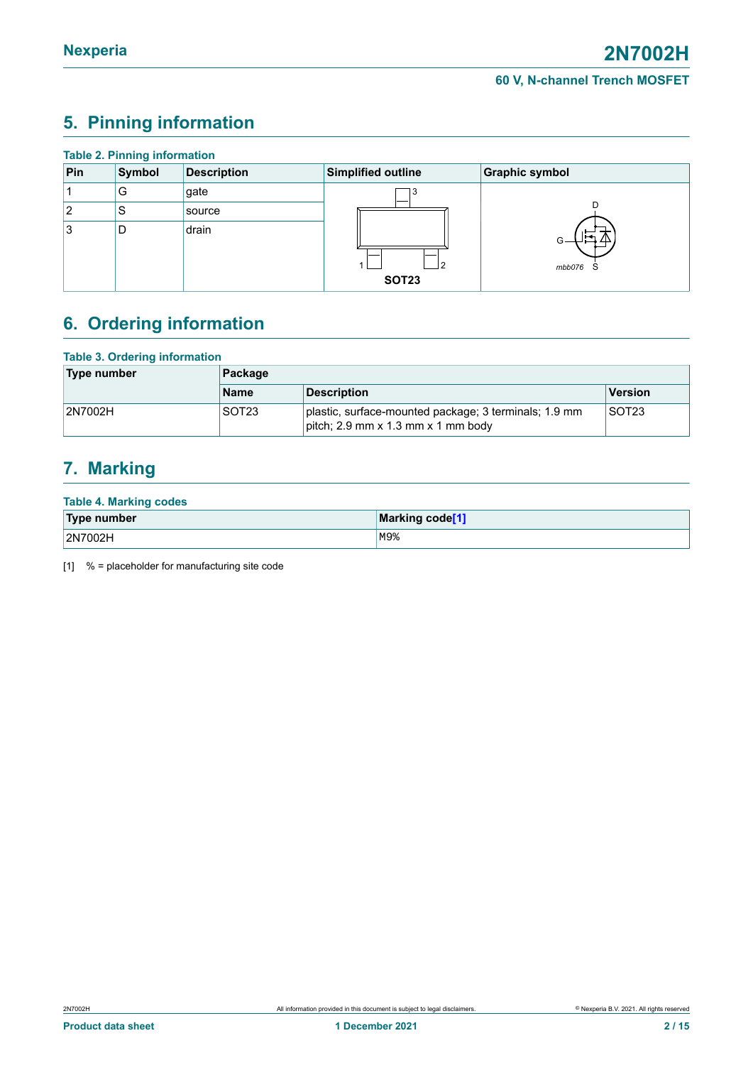## 5. Pinning information

**Table 2. Pinning information**

| Pin | Symbol | Description | Simplified outline | Graphic symbol |
|---|---|---|---|---|
| 1 | G | gate | SOT23 | mbb076 |
| 2 | S | source | | |
| 3 | D | drain | | |

## 6. Ordering information

**Table 3. Ordering information**

| Type number | Package | | |
|---|---|---|---|
| | Name | Description | Version |
| 2N7002H | SOT23 | plastic, surface-mounted package; 3 terminals; 1.9 mm pitch; 2.9 mm x 1.3 mm x 1 mm body | SOT23 |

## 7. Marking

**Table 4. Marking codes**

| Type number | Marking code[1] |
|---|---|
| 2N7002H | M9% |

[1] % = placeholder for manufacturing site code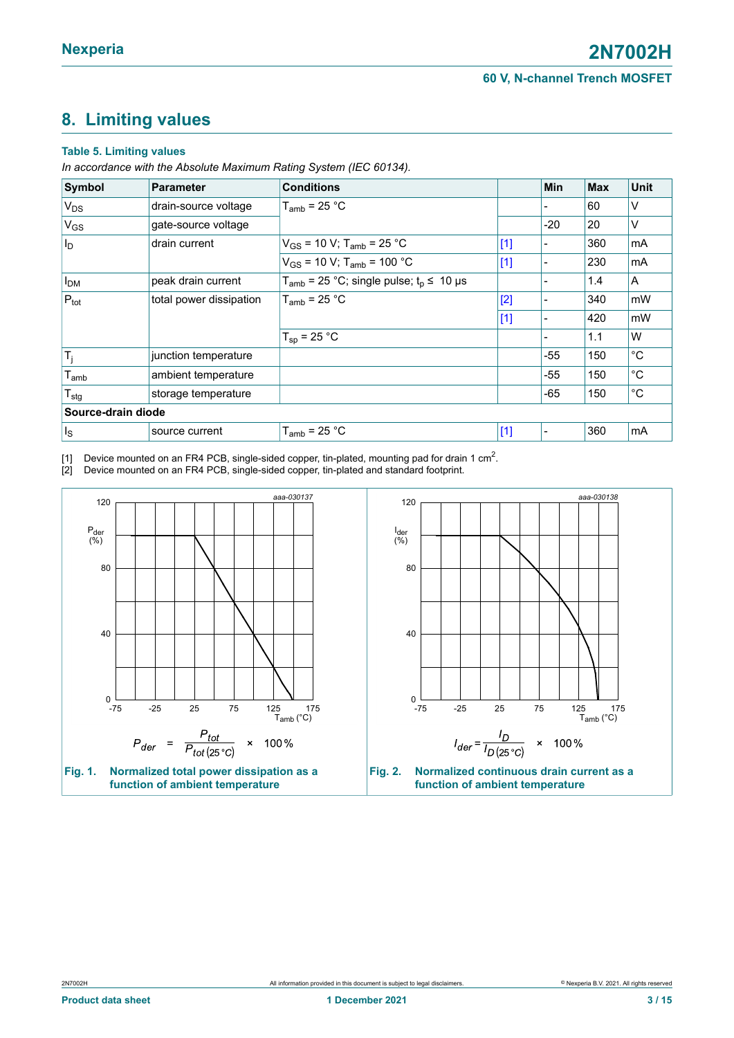## 8. Limiting values

**Table 5. Limiting values**

*In accordance with the Absolute Maximum Rating System (IEC 60134).*

| Symbol | Parameter | Conditions | | Min | Max | Unit |
|---|---|---|---|---|---|---|
| $V_{DS}$ | drain-source voltage | $T_{amb}$ = 25 °C | | - | 60 | V |
| $V_{GS}$ | gate-source voltage | | | -20 | 20 | V |
| $I_D$ | drain current | $V_{GS}$ = 10 V; $T_{amb}$ = 25 °C | [1] | - | 360 | mA |
| | | $V_{GS}$ = 10 V; $T_{amb}$ = 100 °C | [1] | - | 230 | mA |
| $I_{DM}$ | peak drain current | $T_{amb}$ = 25 °C; single pulse; $t_p \leq$ 10 µs | | - | 1.4 | A |
| $P_{tot}$ | total power dissipation | $T_{amb}$ = 25 °C | [2] | - | 340 | mW |
| | | | [1] | - | 420 | mW |
| | | $T_{sp}$ = 25 °C | | - | 1.1 | W |
| $T_j$ | junction temperature | | | -55 | 150 | °C |
| $T_{amb}$ | ambient temperature | | | -55 | 150 | °C |
| $T_{stg}$ | storage temperature | | | -65 | 150 | °C |
| **Source-drain diode** | | | | | | |
| $I_S$ | source current | $T_{amb}$ = 25 °C | [1] | - | 360 | mA |

[1] Device mounted on an FR4 PCB, single-sided copper, tin-plated, mounting pad for drain 1 $cm^2$.
[2] Device mounted on an FR4 PCB, single-sided copper, tin-plated and standard footprint.

$$P_{der} = \frac{P_{tot}}{P_{tot(25\,°C)}} \times 100\,\%$$

**Fig. 1. Normalized total power dissipation as a function of ambient temperature**

$$I_{der} = \frac{I_D}{I_{D(25\,°C)}} \times 100\,\%$$

**Fig. 2. Normalized continuous drain current as a function of ambient temperature**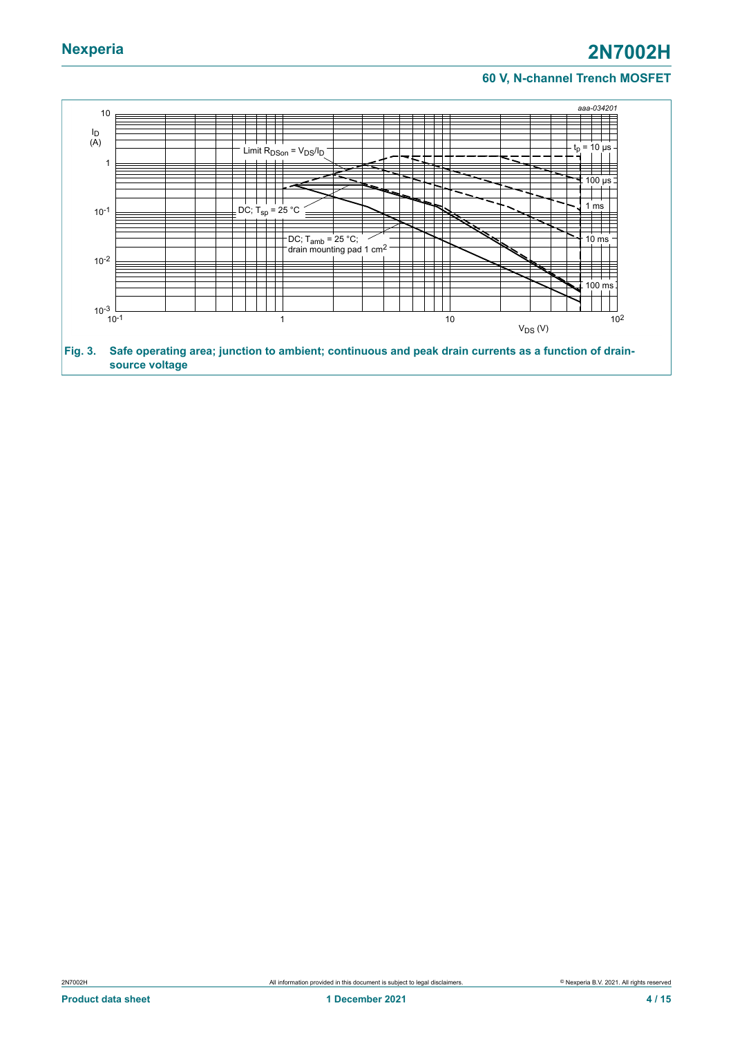aaa-034201

$I_D$ (A)

Limit $R_{DSon} = V_{DS}/I_D$

$t_p = 10\ \mu s$

100 µs

1 ms

10 ms

100 ms

DC; $T_{sp} = 25\ °C$

DC; $T_{amb} = 25\ °C$; drain mounting pad 1 $cm^2$

$V_{DS}$ (V)

**Fig. 3. Safe operating area; junction to ambient; continuous and peak drain currents as a function of drain-source voltage**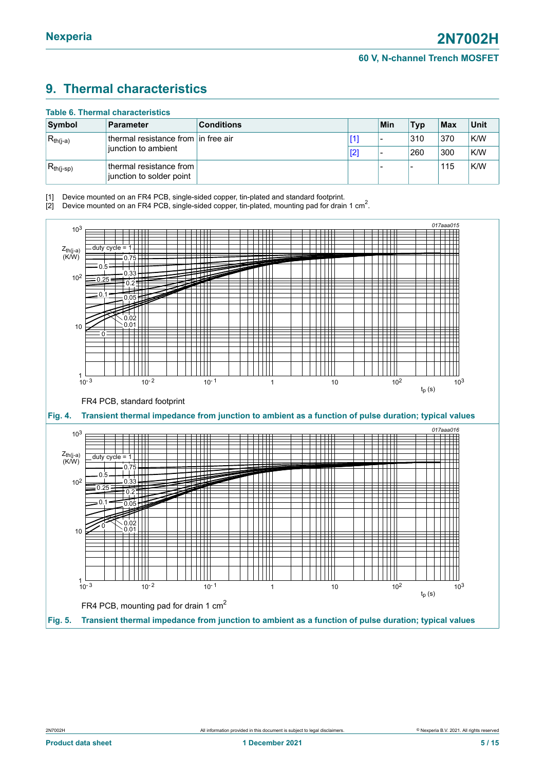## 9. Thermal characteristics

**Table 6. Thermal characteristics**

| Symbol | Parameter | Conditions | | Min | Typ | Max | Unit |
|---|---|---|---|---|---|---|---|
| $R_{th(j-a)}$ | thermal resistance from junction to ambient | in free air | [1] | - | 310 | 370 | K/W |
| | | | [2] | - | 260 | 300 | K/W |
| $R_{th(j-sp)}$ | thermal resistance from junction to solder point | | | - | - | 115 | K/W |

[1] Device mounted on an FR4 PCB, single-sided copper, tin-plated and standard footprint.

[2] Device mounted on an FR4 PCB, single-sided copper, tin-plated, mounting pad for drain 1 $cm^2$.

FR4 PCB, standard footprint

**Fig. 4. Transient thermal impedance from junction to ambient as a function of pulse duration; typical values**

FR4 PCB, mounting pad for drain 1 $cm^2$

**Fig. 5. Transient thermal impedance from junction to ambient as a function of pulse duration; typical values**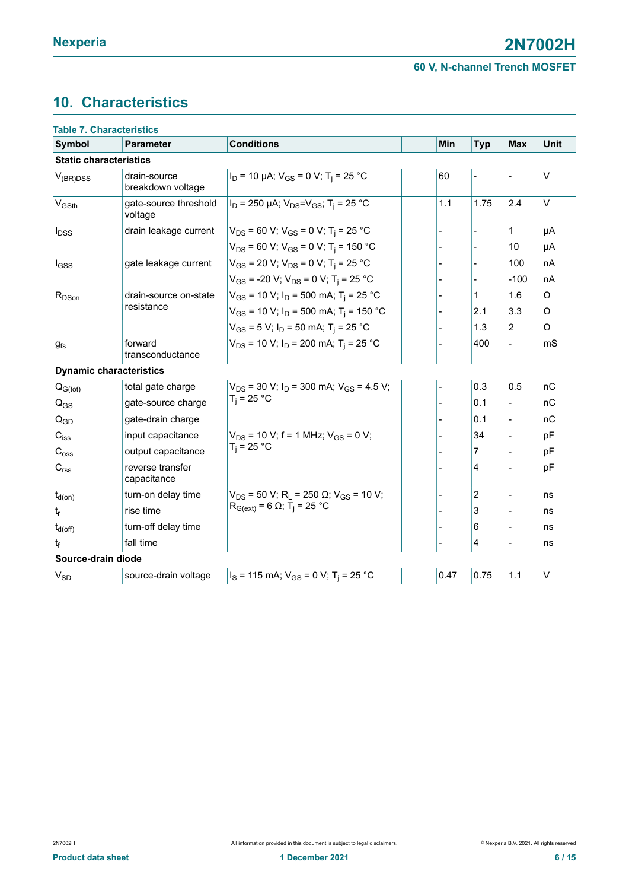## 10. Characteristics

**Table 7. Characteristics**

| Symbol | Parameter | Conditions | | Min | Typ | Max | Unit |
|---|---|---|---|---|---|---|---|
| **Static characteristics** | | | | | | | |
| $V_{(BR)DSS}$ | drain-source breakdown voltage | $I_D$ = 10 µA; $V_{GS}$ = 0 V; $T_j$ = 25 °C | | 60 | - | - | V |
| $V_{GSth}$ | gate-source threshold voltage | $I_D$ = 250 µA; $V_{DS}$=$V_{GS}$; $T_j$ = 25 °C | | 1.1 | 1.75 | 2.4 | V |
| $I_{DSS}$ | drain leakage current | $V_{DS}$ = 60 V; $V_{GS}$ = 0 V; $T_j$ = 25 °C | | - | - | 1 | µA |
| | | $V_{DS}$ = 60 V; $V_{GS}$ = 0 V; $T_j$ = 150 °C | | - | - | 10 | µA |
| $I_{GSS}$ | gate leakage current | $V_{GS}$ = 20 V; $V_{DS}$ = 0 V; $T_j$ = 25 °C | | - | - | 100 | nA |
| | | $V_{GS}$ = -20 V; $V_{DS}$ = 0 V; $T_j$ = 25 °C | | - | - | -100 | nA |
| $R_{DSon}$ | drain-source on-state resistance | $V_{GS}$ = 10 V; $I_D$ = 500 mA; $T_j$ = 25 °C | | - | 1 | 1.6 | Ω |
| | | $V_{GS}$ = 10 V; $I_D$ = 500 mA; $T_j$ = 150 °C | | - | 2.1 | 3.3 | Ω |
| | | $V_{GS}$ = 5 V; $I_D$ = 50 mA; $T_j$ = 25 °C | | - | 1.3 | 2 | Ω |
| $g_{fs}$ | forward transconductance | $V_{DS}$ = 10 V; $I_D$ = 200 mA; $T_j$ = 25 °C | | - | 400 | - | mS |
| **Dynamic characteristics** | | | | | | | |
| $Q_{G(tot)}$ | total gate charge | $V_{DS}$ = 30 V; $I_D$ = 300 mA; $V_{GS}$ = 4.5 V; $T_j$ = 25 °C | | - | 0.3 | 0.5 | nC |
| $Q_{GS}$ | gate-source charge | | | - | 0.1 | - | nC |
| $Q_{GD}$ | gate-drain charge | | | - | 0.1 | - | nC |
| $C_{iss}$ | input capacitance | $V_{DS}$ = 10 V; f = 1 MHz; $V_{GS}$ = 0 V; $T_j$ = 25 °C | | - | 34 | - | pF |
| $C_{oss}$ | output capacitance | | | - | 7 | - | pF |
| $C_{rss}$ | reverse transfer capacitance | | | - | 4 | - | pF |
| $t_{d(on)}$ | turn-on delay time | $V_{DS}$ = 50 V; $R_L$ = 250 Ω; $V_{GS}$ = 10 V; $R_{G(ext)}$ = 6 Ω; $T_j$ = 25 °C | | - | 2 | - | ns |
| $t_r$ | rise time | | | - | 3 | - | ns |
| $t_{d(off)}$ | turn-off delay time | | | - | 6 | - | ns |
| $t_f$ | fall time | | | - | 4 | - | ns |
| **Source-drain diode** | | | | | | | |
| $V_{SD}$ | source-drain voltage | $I_S$ = 115 mA; $V_{GS}$ = 0 V; $T_j$ = 25 °C | | 0.47 | 0.75 | 1.1 | V |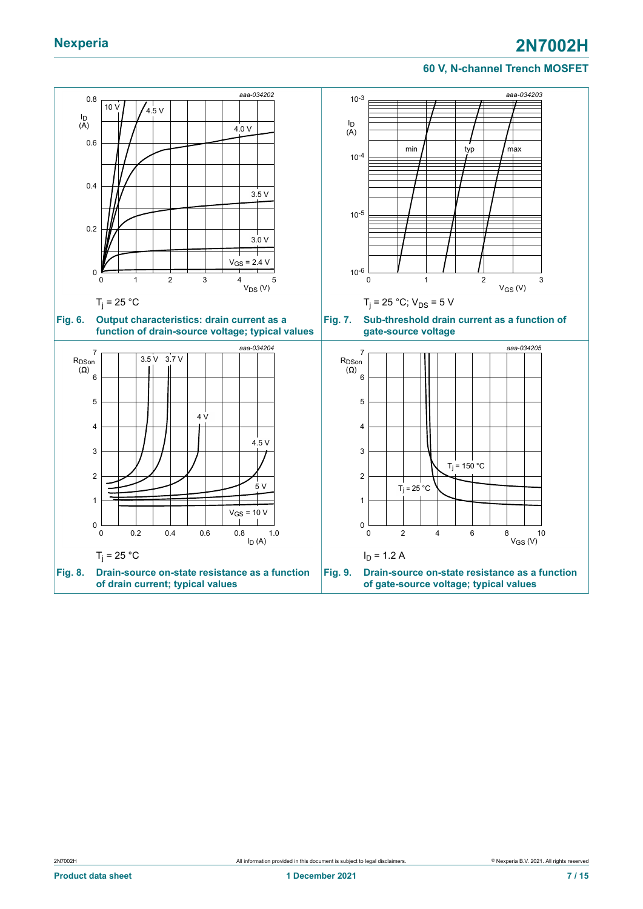$T_j = 25\ °C$

**Fig. 6.** **Output characteristics: drain current as a function of drain-source voltage; typical values**

$T_j = 25\ °C$; $V_{DS} = 5\ V$

**Fig. 7.** **Sub-threshold drain current as a function of gate-source voltage**

$T_j = 25\ °C$

**Fig. 8.** **Drain-source on-state resistance as a function of drain current; typical values**

$I_D = 1.2\ A$

**Fig. 9.** **Drain-source on-state resistance as a function of gate-source voltage; typical values**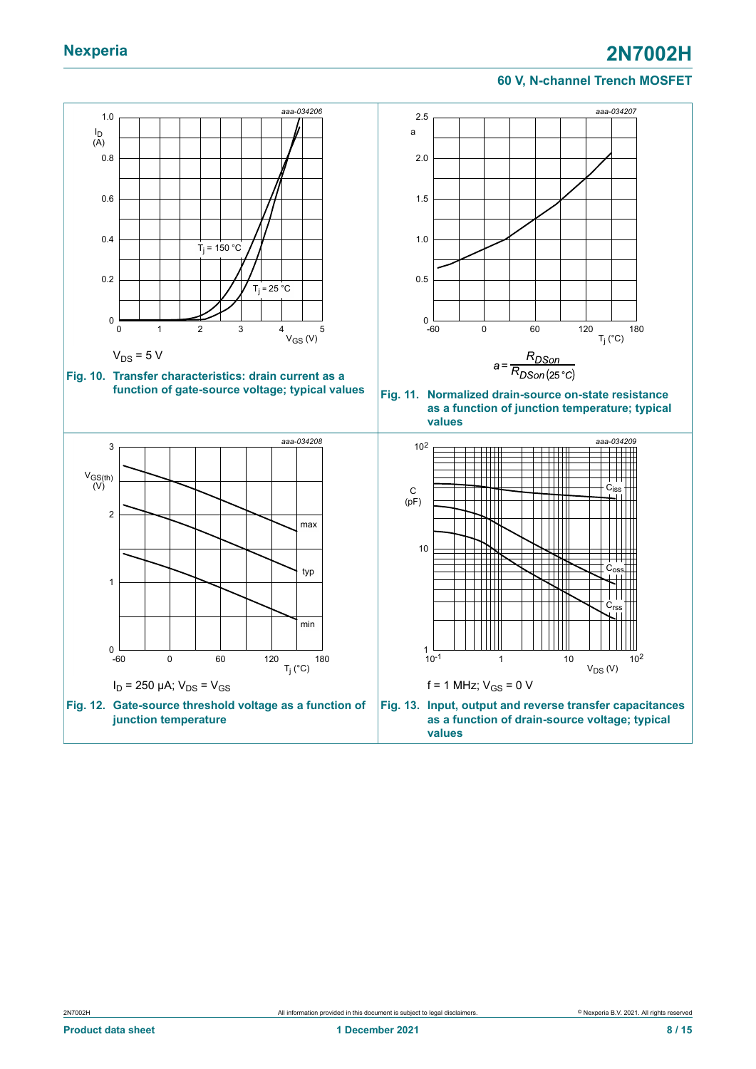$V_{DS}$ = 5 V

**Fig. 10. Transfer characteristics: drain current as a function of gate-source voltage; typical values**

$$a = \frac{R_{DSon}}{R_{DSon\,(25\,°C)}}$$

**Fig. 11. Normalized drain-source on-state resistance as a function of junction temperature; typical values**

$I_D$ = 250 µA; $V_{DS}$ = $V_{GS}$

**Fig. 12. Gate-source threshold voltage as a function of junction temperature**

f = 1 MHz; $V_{GS}$ = 0 V

**Fig. 13. Input, output and reverse transfer capacitances as a function of drain-source voltage; typical values**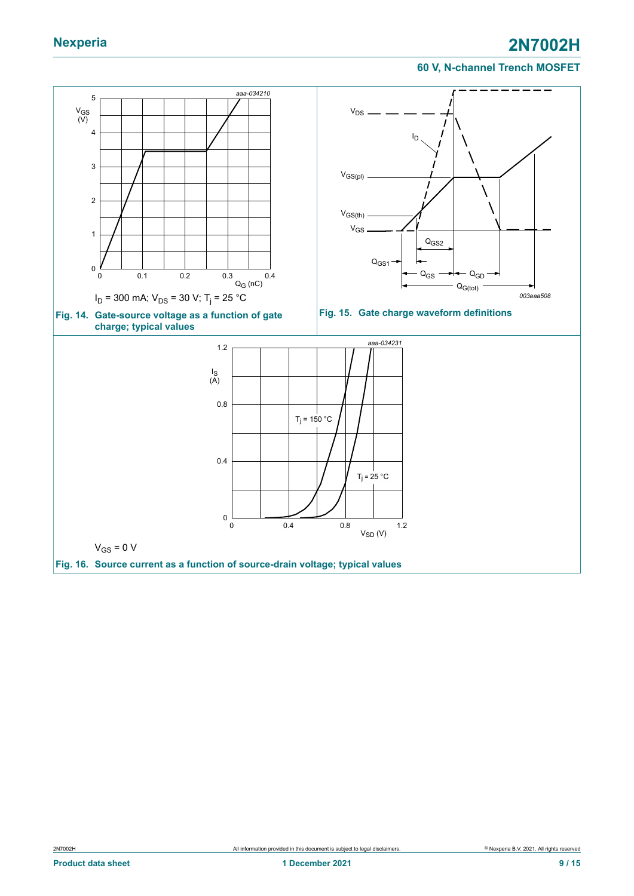$I_D$ = 300 mA; $V_{DS}$ = 30 V; $T_j$ = 25 °C

**Fig. 14. Gate-source voltage as a function of gate charge; typical values**

**Fig. 15. Gate charge waveform definitions**

$V_{GS}$ = 0 V

**Fig. 16. Source current as a function of source-drain voltage; typical values**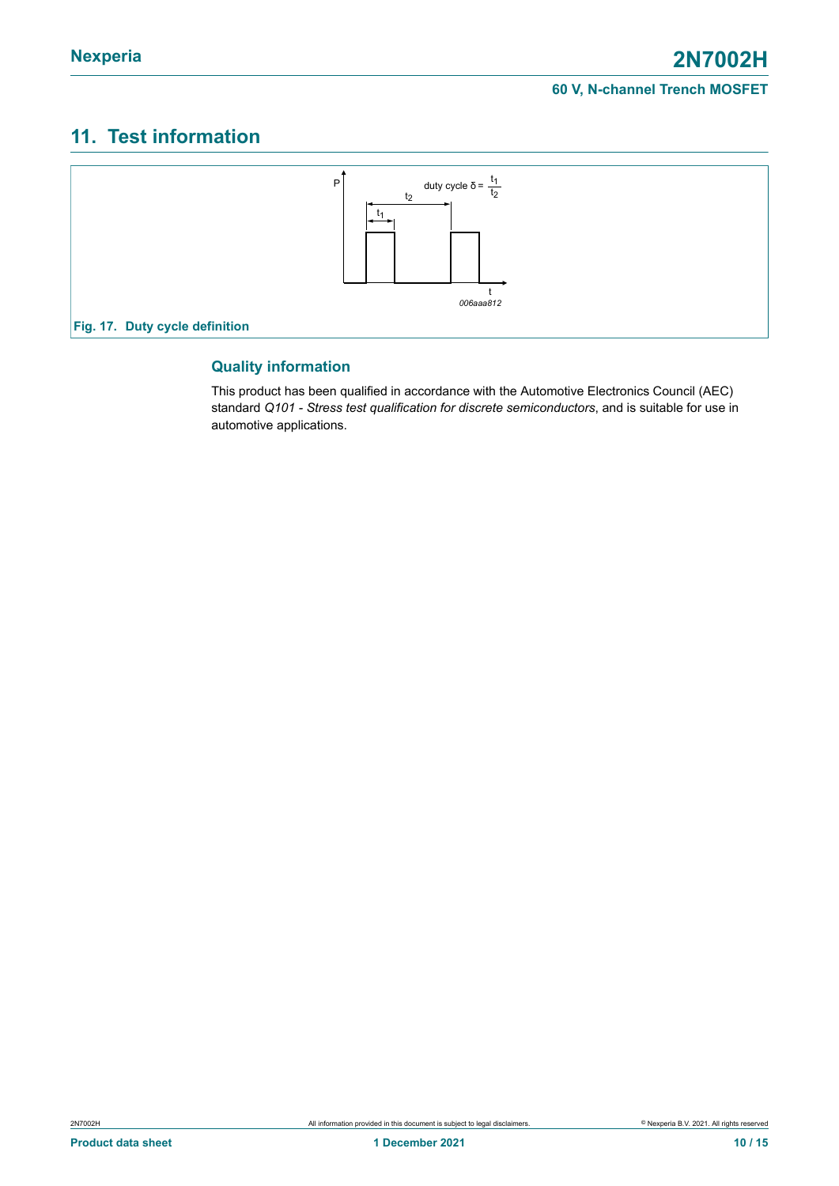## 11. Test information

Fig. 17. Duty cycle definition

### Quality information

This product has been qualified in accordance with the Automotive Electronics Council (AEC) standard *Q101 - Stress test qualification for discrete semiconductors*, and is suitable for use in automotive applications.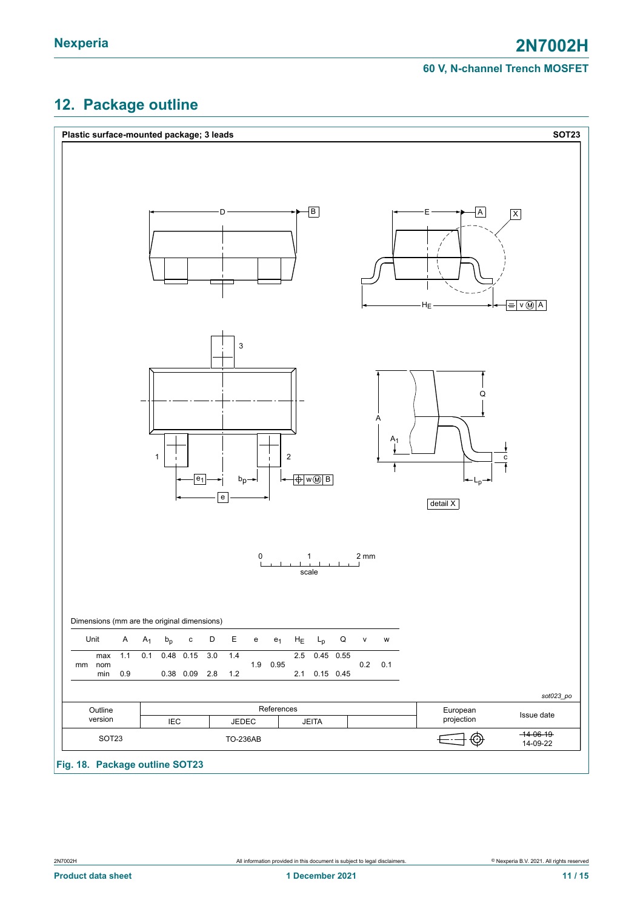## 12. Package outline

**Plastic surface-mounted package; 3 leads** **SOT23**

Dimensions (mm are the original dimensions)

| Unit | | A | $A_1$ | $b_p$ | c | D | E | e | $e_1$ | $H_E$ | $L_p$ | Q | v | w |
|---|---|---|---|---|---|---|---|---|---|---|---|---|---|---|
| mm | max | 1.1 | 0.1 | 0.48 | 0.15 | 3.0 | 1.4 | | | 2.5 | 0.45 | 0.55 | | |
| | nom | | | | | | | 1.9 | 0.95 | | | | 0.2 | 0.1 |
| | min | 0.9 | | 0.38 | 0.09 | 2.8 | 1.2 | | | 2.1 | 0.15 | 0.45 | | |

*sot023_po*

| Outline version | References | | | | European projection | Issue date |
|---|---|---|---|---|---|---|
| | IEC | JEDEC | JEITA | | | |
| SOT23 | | TO-236AB | | | | ~~14-06-19~~ 14-09-22 |

**Fig. 18. Package outline SOT23**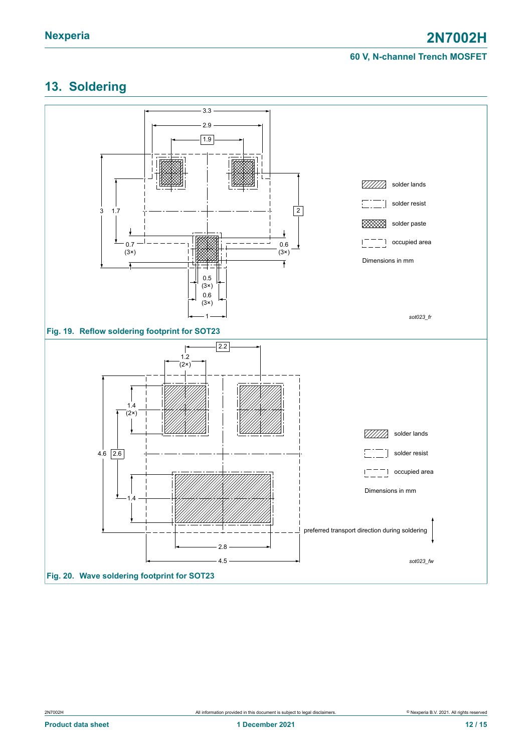## 13. Soldering

Fig. 19. Reflow soldering footprint for SOT23

Fig. 20. Wave soldering footprint for SOT23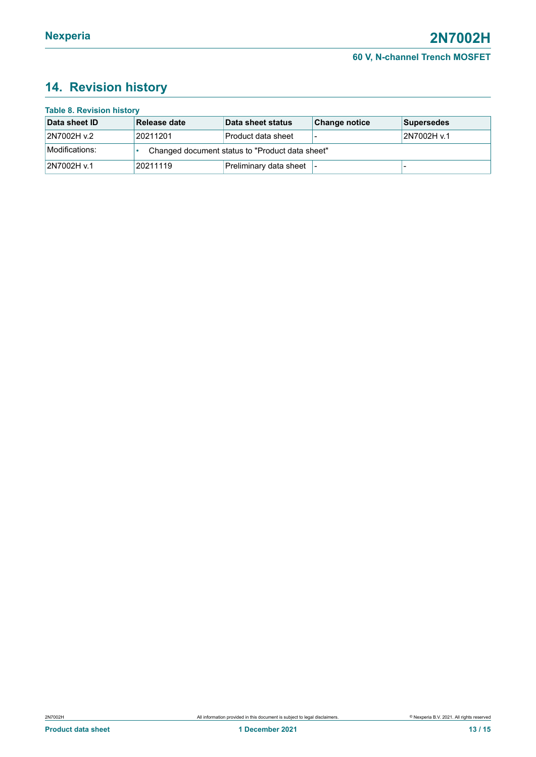## 14. Revision history

**Table 8. Revision history**

| Data sheet ID | Release date | Data sheet status | Change notice | Supersedes |
|---|---|---|---|---|
| 2N7002H v.2 | 20211201 | Product data sheet | - | 2N7002H v.1 |
| Modifications: | • Changed document status to "Product data sheet" | | | |
| 2N7002H v.1 | 20211119 | Preliminary data sheet | - | - |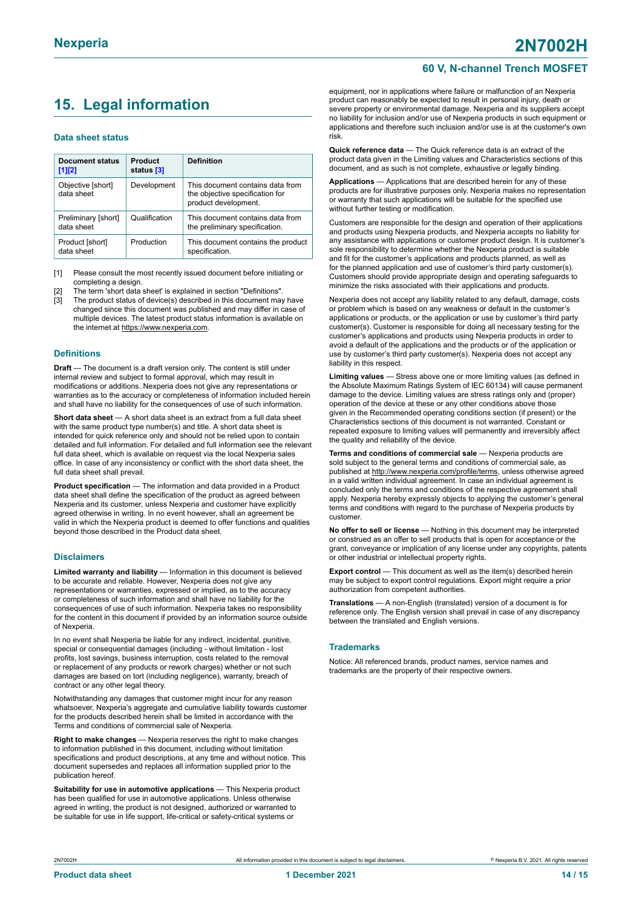## 15. Legal information

### Data sheet status

| Document status [1][2] | Product status [3] | Definition |
| --- | --- | --- |
| Objective [short] data sheet | Development | This document contains data from the objective specification for product development. |
| Preliminary [short] data sheet | Qualification | This document contains data from the preliminary specification. |
| Product [short] data sheet | Production | This document contains the product specification. |

[1] Please consult the most recently issued document before initiating or completing a design.
[2] The term 'short data sheet' is explained in section "Definitions".
[3] The product status of device(s) described in this document may have changed since this document was published and may differ in case of multiple devices. The latest product status information is available on the internet at https://www.nexperia.com.

### Definitions

**Draft** — The document is a draft version only. The content is still under internal review and subject to formal approval, which may result in modifications or additions. Nexperia does not give any representations or warranties as to the accuracy or completeness of information included herein and shall have no liability for the consequences of use of such information.

**Short data sheet** — A short data sheet is an extract from a full data sheet with the same product type number(s) and title. A short data sheet is intended for quick reference only and should not be relied upon to contain detailed and full information. For detailed and full information see the relevant full data sheet, which is available on request via the local Nexperia sales office. In case of any inconsistency or conflict with the short data sheet, the full data sheet shall prevail.

**Product specification** — The information and data provided in a Product data sheet shall define the specification of the product as agreed between Nexperia and its customer, unless Nexperia and customer have explicitly agreed otherwise in writing. In no event however, shall an agreement be valid in which the Nexperia product is deemed to offer functions and qualities beyond those described in the Product data sheet.

### Disclaimers

**Limited warranty and liability** — Information in this document is believed to be accurate and reliable. However, Nexperia does not give any representations or warranties, expressed or implied, as to the accuracy or completeness of such information and shall have no liability for the consequences of use of such information. Nexperia takes no responsibility for the content in this document if provided by an information source outside of Nexperia.

In no event shall Nexperia be liable for any indirect, incidental, punitive, special or consequential damages (including - without limitation - lost profits, lost savings, business interruption, costs related to the removal or replacement of any products or rework charges) whether or not such damages are based on tort (including negligence), warranty, breach of contract or any other legal theory.

Notwithstanding any damages that customer might incur for any reason whatsoever, Nexperia's aggregate and cumulative liability towards customer for the products described herein shall be limited in accordance with the Terms and conditions of commercial sale of Nexperia.

**Right to make changes** — Nexperia reserves the right to make changes to information published in this document, including without limitation specifications and product descriptions, at any time and without notice. This document supersedes and replaces all information supplied prior to the publication hereof.

**Suitability for use in automotive applications** — This Nexperia product has been qualified for use in automotive applications. Unless otherwise agreed in writing, the product is not designed, authorized or warranted to be suitable for use in life support, life-critical or safety-critical systems or equipment, nor in applications where failure or malfunction of an Nexperia product can reasonably be expected to result in personal injury, death or severe property or environmental damage. Nexperia and its suppliers accept no liability for inclusion and/or use of Nexperia products in such equipment or applications and therefore such inclusion and/or use is at the customer's own risk.

**Quick reference data** — The Quick reference data is an extract of the product data given in the Limiting values and Characteristics sections of this document, and as such is not complete, exhaustive or legally binding.

**Applications** — Applications that are described herein for any of these products are for illustrative purposes only. Nexperia makes no representation or warranty that such applications will be suitable for the specified use without further testing or modification.

Customers are responsible for the design and operation of their applications and products using Nexperia products, and Nexperia accepts no liability for any assistance with applications or customer product design. It is customer's sole responsibility to determine whether the Nexperia product is suitable and fit for the customer's applications and products planned, as well as for the planned application and use of customer's third party customer(s). Customers should provide appropriate design and operating safeguards to minimize the risks associated with their applications and products.

Nexperia does not accept any liability related to any default, damage, costs or problem which is based on any weakness or default in the customer's applications or products, or the application or use by customer's third party customer(s). Customer is responsible for doing all necessary testing for the customer's applications and products using Nexperia products in order to avoid a default of the applications and the products or of the application or use by customer's third party customer(s). Nexperia does not accept any liability in this respect.

**Limiting values** — Stress above one or more limiting values (as defined in the Absolute Maximum Ratings System of IEC 60134) will cause permanent damage to the device. Limiting values are stress ratings only and (proper) operation of the device at these or any other conditions above those given in the Recommended operating conditions section (if present) or the Characteristics sections of this document is not warranted. Constant or repeated exposure to limiting values will permanently and irreversibly affect the quality and reliability of the device.

**Terms and conditions of commercial sale** — Nexperia products are sold subject to the general terms and conditions of commercial sale, as published at http://www.nexperia.com/profile/terms, unless otherwise agreed in a valid written individual agreement. In case an individual agreement is concluded only the terms and conditions of the respective agreement shall apply. Nexperia hereby expressly objects to applying the customer's general terms and conditions with regard to the purchase of Nexperia products by customer.

**No offer to sell or license** — Nothing in this document may be interpreted or construed as an offer to sell products that is open for acceptance or the grant, conveyance or implication of any license under any copyrights, patents or other industrial or intellectual property rights.

**Export control** — This document as well as the item(s) described herein may be subject to export control regulations. Export might require a prior authorization from competent authorities.

**Translations** — A non-English (translated) version of a document is for reference only. The English version shall prevail in case of any discrepancy between the translated and English versions.

### Trademarks

Notice: All referenced brands, product names, service names and trademarks are the property of their respective owners.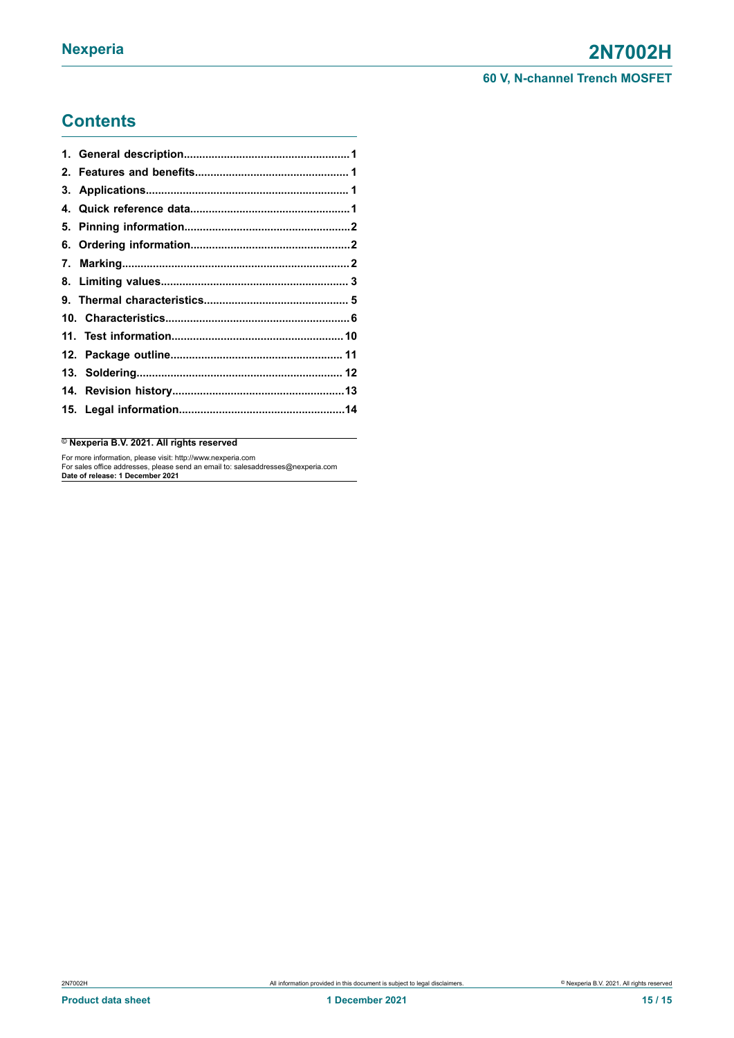# Contents

1. **General description** ... 1
2. **Features and benefits** ... 1
3. **Applications** ... 1
4. **Quick reference data** ... 1
5. **Pinning information** ... 2
6. **Ordering information** ... 2
7. **Marking** ... 2
8. **Limiting values** ... 3
9. **Thermal characteristics** ... 5
10. **Characteristics** ... 6
11. **Test information** ... 10
12. **Package outline** ... 11
13. **Soldering** ... 12
14. **Revision history** ... 13
15. **Legal information** ... 14

**© Nexperia B.V. 2021. All rights reserved**

For more information, please visit: http://www.nexperia.com
For sales office addresses, please send an email to: salesaddresses@nexperia.com
**Date of release: 1 December 2021**